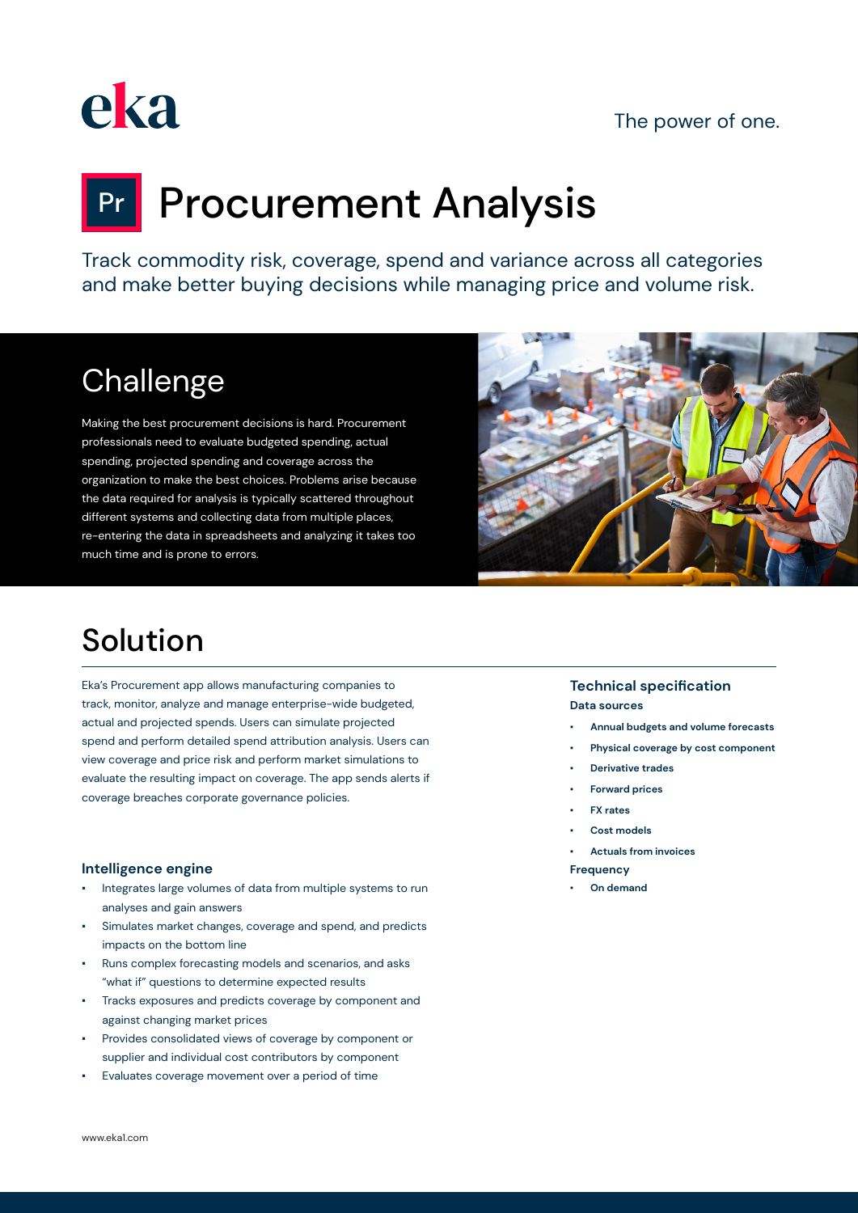eka

The power of one.

# Pr Procurement Analysis

Track commodity risk, coverage, spend and variance across all categories and make better buying decisions while managing price and volume risk.

## Challenge

Making the best procurement decisions is hard. Procurement professionals need to evaluate budgeted spending, actual spending, projected spending and coverage across the organization to make the best choices. Problems arise because the data required for analysis is typically scattered throughout different systems and collecting data from multiple places, re-entering the data in spreadsheets and analyzing it takes too much time and is prone to errors.

## Solution

Eka's Procurement app allows manufacturing companies to track, monitor, analyze and manage enterprise-wide budgeted, actual and projected spends. Users can simulate projected spend and perform detailed spend attribution analysis. Users can view coverage and price risk and perform market simulations to evaluate the resulting impact on coverage. The app sends alerts if coverage breaches corporate governance policies.

### Intelligence engine

- Integrates large volumes of data from multiple systems to run analyses and gain answers
- Simulates market changes, coverage and spend, and predicts impacts on the bottom line
- Runs complex forecasting models and scenarios, and asks "what if" questions to determine expected results
- Tracks exposures and predicts coverage by component and against changing market prices
- Provides consolidated views of coverage by component or supplier and individual cost contributors by component
- Evaluates coverage movement over a period of time

### Technical specification

**Data sources**

- **Annual budgets and volume forecasts**
- **Physical coverage by cost component**
- **Derivative trades**
- **Forward prices**
- **FX rates**
- **Cost models**
- **Actuals from invoices**

**Frequency**

- **On demand**

www.eka1.com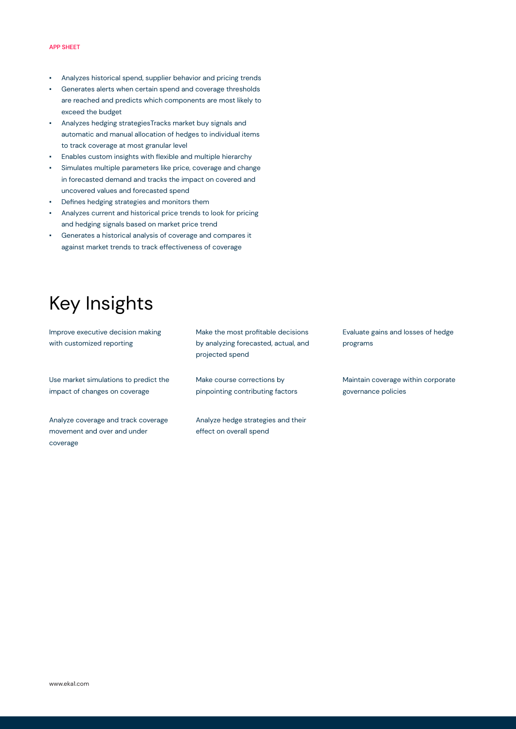- Analyzes historical spend, supplier behavior and pricing trends
- Generates alerts when certain spend and coverage thresholds are reached and predicts which components are most likely to exceed the budget
- Analyzes hedging strategiesTracks market buy signals and automatic and manual allocation of hedges to individual items to track coverage at most granular level
- Enables custom insights with flexible and multiple hierarchy
- Simulates multiple parameters like price, coverage and change in forecasted demand and tracks the impact on covered and uncovered values and forecasted spend
- Defines hedging strategies and monitors them
- Analyzes current and historical price trends to look for pricing and hedging signals based on market price trend
- Generates a historical analysis of coverage and compares it against market trends to track effectiveness of coverage

# Key Insights

Improve executive decision making with customized reporting

Use market simulations to predict the impact of changes on coverage

Analyze coverage and track coverage movement and over and under coverage

Make the most profitable decisions by analyzing forecasted, actual, and projected spend

Make course corrections by pinpointing contributing factors

Analyze hedge strategies and their effect on overall spend

Evaluate gains and losses of hedge programs

Maintain coverage within corporate governance policies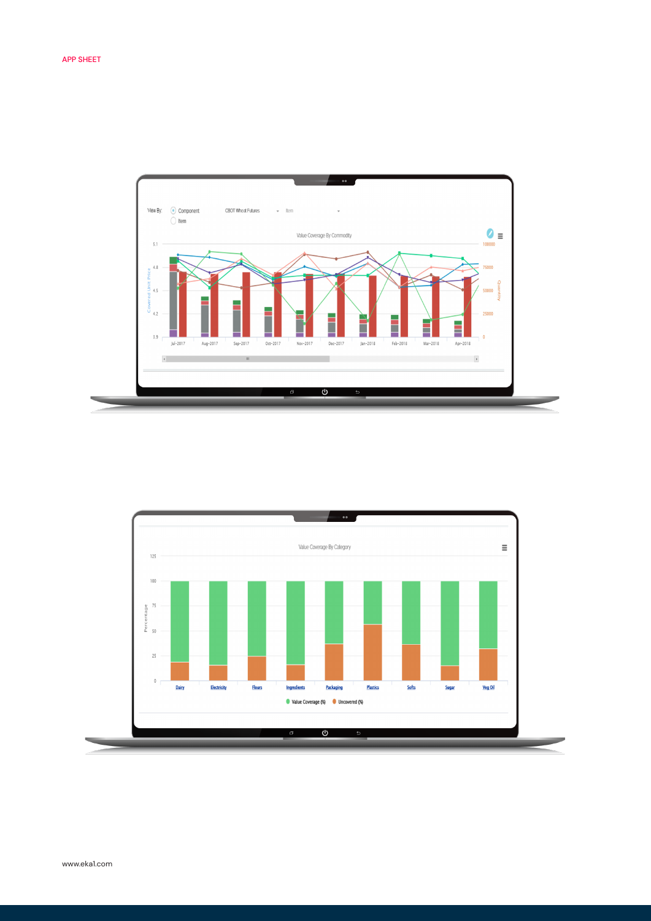APP SHEET

www.eka1.com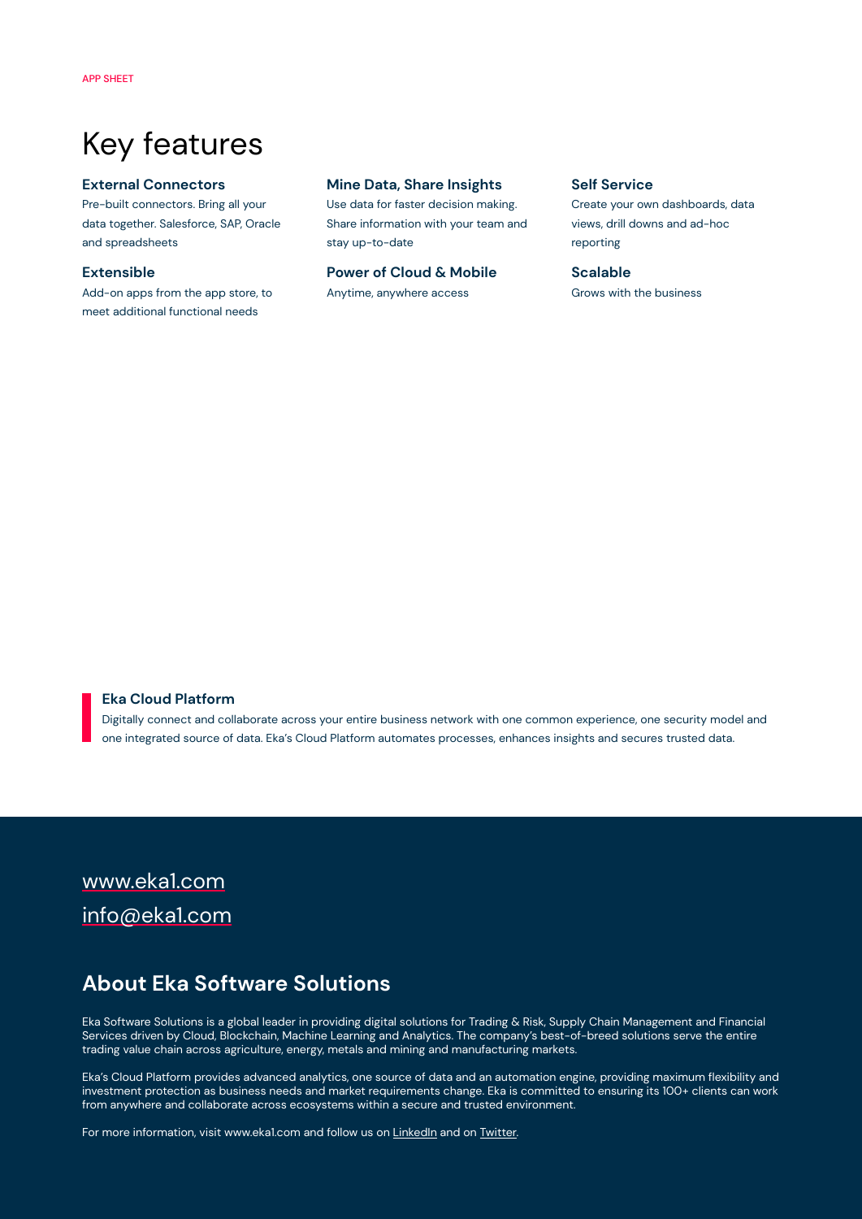APP SHEET

# Key features

### External Connectors

Pre-built connectors. Bring all your data together. Salesforce, SAP, Oracle and spreadsheets

### Extensible

Add-on apps from the app store, to meet additional functional needs

### Mine Data, Share Insights

Use data for faster decision making. Share information with your team and stay up-to-date

### Power of Cloud & Mobile

Anytime, anywhere access

### Self Service

Create your own dashboards, data views, drill downs and ad-hoc reporting

### Scalable

Grows with the business

**Eka Cloud Platform**

Digitally connect and collaborate across your entire business network with one common experience, one security model and one integrated source of data. Eka's Cloud Platform automates processes, enhances insights and secures trusted data.

www.eka1.com

info@eka1.com

## About Eka Software Solutions

Eka Software Solutions is a global leader in providing digital solutions for Trading & Risk, Supply Chain Management and Financial Services driven by Cloud, Blockchain, Machine Learning and Analytics. The company's best-of-breed solutions serve the entire trading value chain across agriculture, energy, metals and mining and manufacturing markets.

Eka's Cloud Platform provides advanced analytics, one source of data and an automation engine, providing maximum flexibility and investment protection as business needs and market requirements change. Eka is committed to ensuring its 100+ clients can work from anywhere and collaborate across ecosystems within a secure and trusted environment.

For more information, visit www.eka1.com and follow us on LinkedIn and on Twitter.